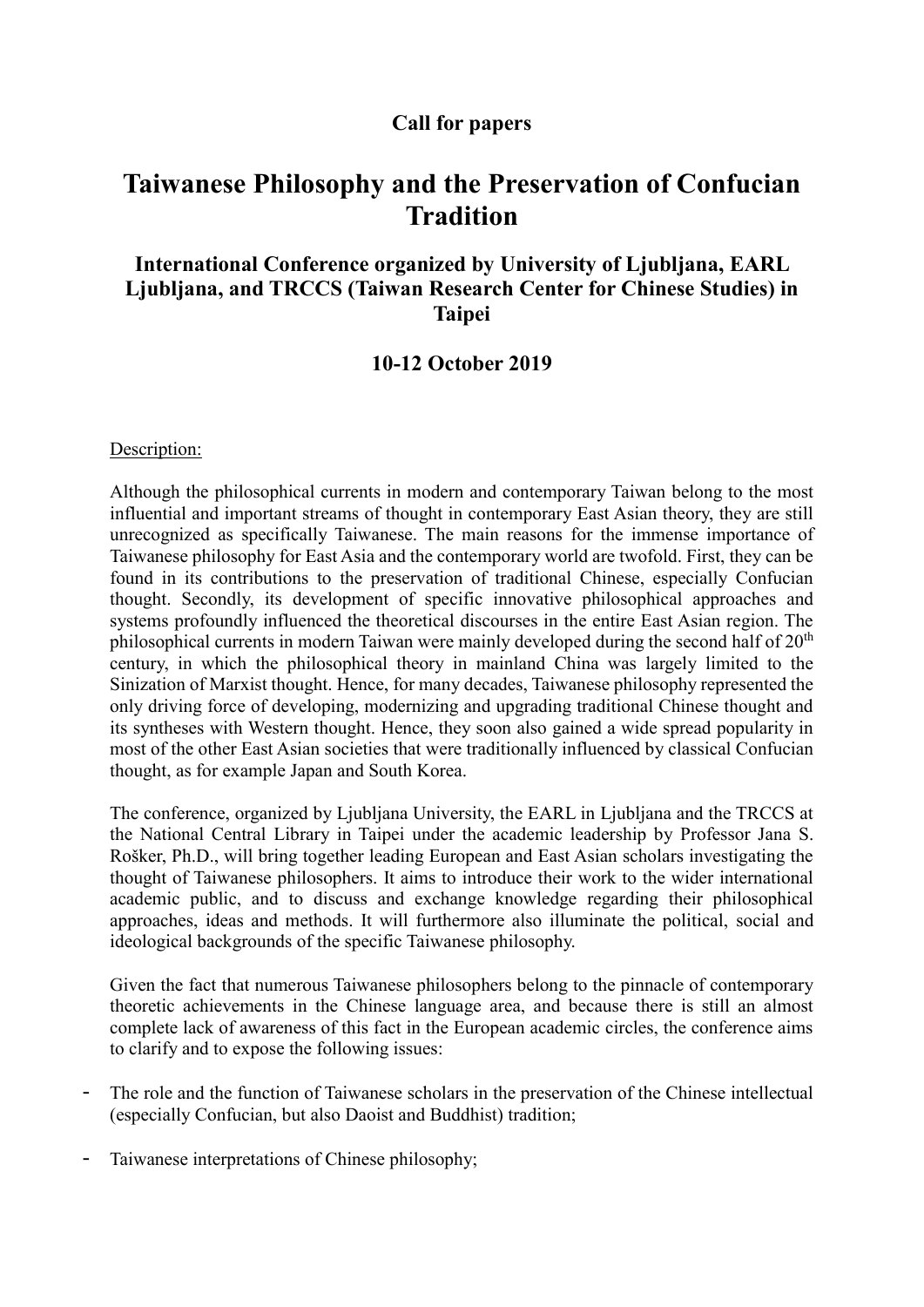**Call for papers**

# Taiwanese Philosophy and the Preservation of Confucian Tradition

### International Conference organized by University of Ljubljana, EARL Ljubljana, and TRCCS (Taiwan Research Center for Chinese Studies) in Taipei

### 10-12 October 2019

Description:

Although the philosophical currents in modern and contemporary Taiwan belong to the most influential and important streams of thought in contemporary East Asian theory, they are still unrecognized as specifically Taiwanese. The main reasons for the immense importance of Taiwanese philosophy for East Asia and the contemporary world are twofold. First, they can be found in its contributions to the preservation of traditional Chinese, especially Confucian thought. Secondly, its development of specific innovative philosophical approaches and systems profoundly influenced the theoretical discourses in the entire East Asian region. The philosophical currents in modern Taiwan were mainly developed during the second half of 20th century, in which the philosophical theory in mainland China was largely limited to the Sinization of Marxist thought. Hence, for many decades, Taiwanese philosophy represented the only driving force of developing, modernizing and upgrading traditional Chinese thought and its syntheses with Western thought. Hence, they soon also gained a wide spread popularity in most of the other East Asian societies that were traditionally influenced by classical Confucian thought, as for example Japan and South Korea.

The conference, organized by Ljubljana University, the EARL in Ljubljana and the TRCCS at the National Central Library in Taipei under the academic leadership by Professor Jana S. Rošker, Ph.D., will bring together leading European and East Asian scholars investigating the thought of Taiwanese philosophers. It aims to introduce their work to the wider international academic public, and to discuss and exchange knowledge regarding their philosophical approaches, ideas and methods. It will furthermore also illuminate the political, social and ideological backgrounds of the specific Taiwanese philosophy.

Given the fact that numerous Taiwanese philosophers belong to the pinnacle of contemporary theoretic achievements in the Chinese language area, and because there is still an almost complete lack of awareness of this fact in the European academic circles, the conference aims to clarify and to expose the following issues:

- The role and the function of Taiwanese scholars in the preservation of the Chinese intellectual (especially Confucian, but also Daoist and Buddhist) tradition;
- Taiwanese interpretations of Chinese philosophy;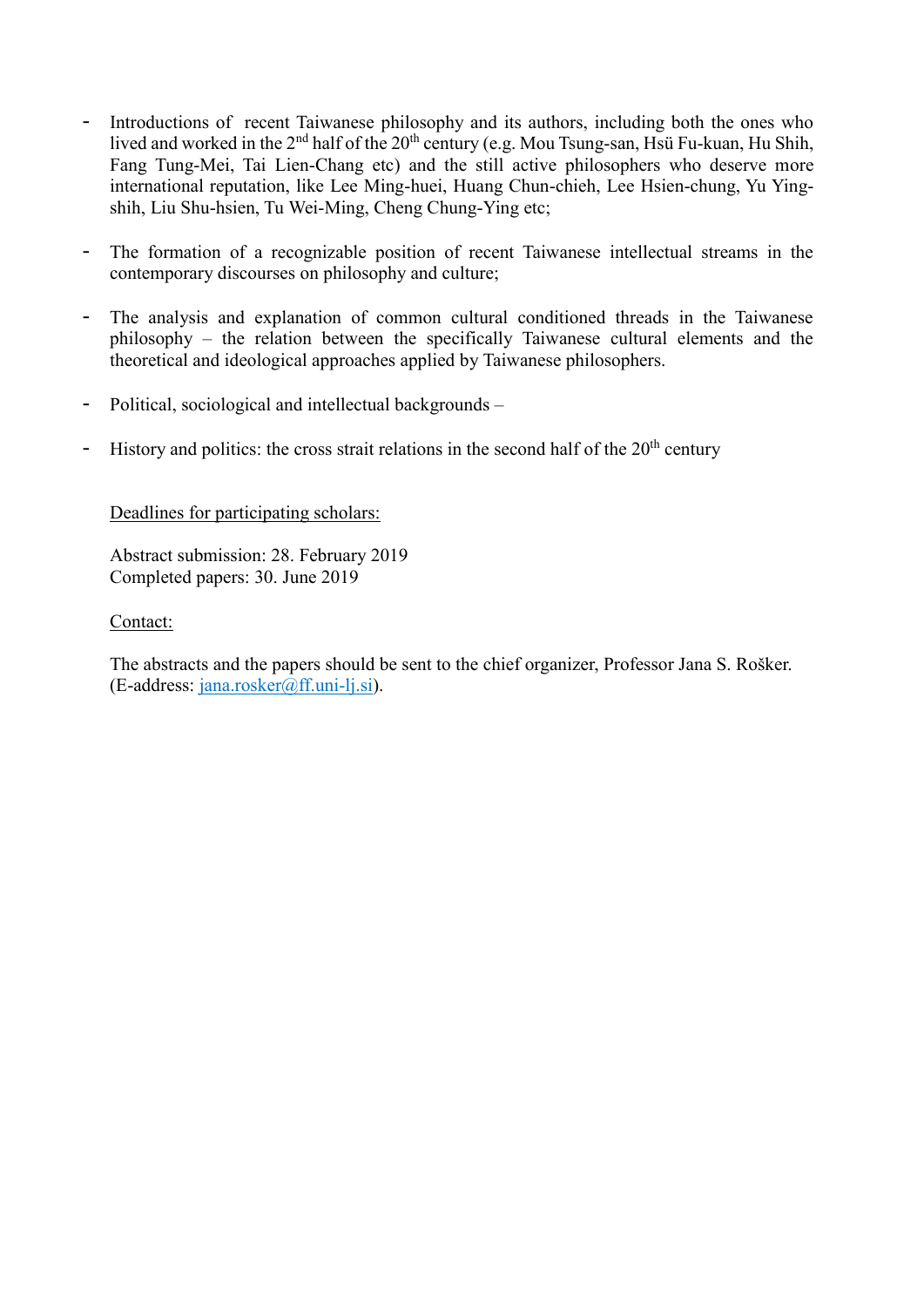- Introductions of recent Taiwanese philosophy and its authors, including both the ones who lived and worked in the 2nd half of the 20th century (e.g. Mou Tsung-san, Hsü Fu-kuan, Hu Shih, Fang Tung-Mei, Tai Lien-Chang etc) and the still active philosophers who deserve more international reputation, like Lee Ming-huei, Huang Chun-chieh, Lee Hsien-chung, Yu Ying-shih, Liu Shu-hsien, Tu Wei-Ming, Cheng Chung-Ying etc;

- The formation of a recognizable position of recent Taiwanese intellectual streams in the contemporary discourses on philosophy and culture;

- The analysis and explanation of common cultural conditioned threads in the Taiwanese philosophy – the relation between the specifically Taiwanese cultural elements and the theoretical and ideological approaches applied by Taiwanese philosophers.

- Political, sociological and intellectual backgrounds –

- History and politics: the cross strait relations in the second half of the 20th century

<u>Deadlines for participating scholars:</u>

Abstract submission: 28. February 2019
Completed papers: 30. June 2019

<u>Contact:</u>

The abstracts and the papers should be sent to the chief organizer, Professor Jana S. Rošker. (E-address: jana.rosker@ff.uni-lj.si).